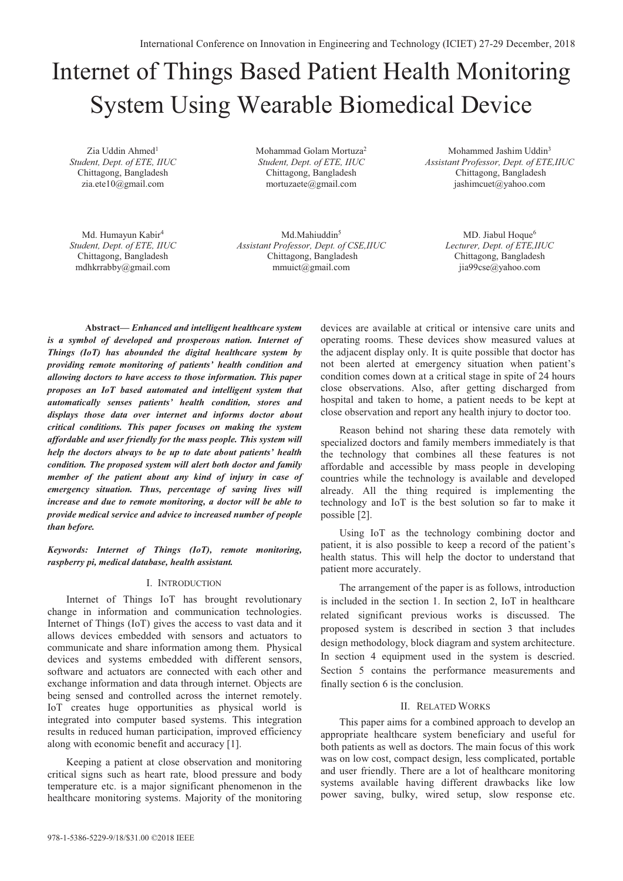# Internet of Things Based Patient Health Monitoring System Using Wearable Biomedical Device

Zia Uddin Ahmed[1]
*Student, Dept. of ETE, IIUC*
Chittagong, Bangladesh
zia.ete10@gmail.com

Mohammad Golam Mortuza[2]
*Student, Dept. of ETE, IIUC*
Chittagong, Bangladesh
mortuzaete@gmail.com

Mohammed Jashim Uddin[3]
*Assistant Professor, Dept. of ETE,IIUC*
Chittagong, Bangladesh
jashimcuet@yahoo.com

Md. Humayun Kabir[4]
*Student, Dept. of ETE, IIUC*
Chittagong, Bangladesh
mdhkrrabby@gmail.com

Md.Mahiuddin[5]
*Assistant Professor, Dept. of CSE,IIUC*
Chittagong, Bangladesh
mmuict@gmail.com

MD. Jiabul Hoque[6]
*Lecturer, Dept. of ETE,IIUC*
Chittagong, Bangladesh
jia99cse@yahoo.com

**Abstract—** ***Enhanced and intelligent healthcare system is a symbol of developed and prosperous nation. Internet of Things (IoT) has abounded the digital healthcare system by providing remote monitoring of patients' health condition and allowing doctors to have access to those information. This paper proposes an IoT based automated and intelligent system that automatically senses patients' health condition, stores and displays those data over internet and informs doctor about critical conditions. This paper focuses on making the system affordable and user friendly for the mass people. This system will help the doctors always to be up to date about patients' health condition. The proposed system will alert both doctor and family member of the patient about any kind of injury in case of emergency situation. Thus, percentage of saving lives will increase and due to remote monitoring, a doctor will be able to provide medical service and advice to increased number of people than before.***

***Keywords: Internet of Things (IoT), remote monitoring, raspberry pi, medical database, health assistant.***

## I. Introduction

Internet of Things IoT has brought revolutionary change in information and communication technologies. Internet of Things (IoT) gives the access to vast data and it allows devices embedded with sensors and actuators to communicate and share information among them. Physical devices and systems embedded with different sensors, software and actuators are connected with each other and exchange information and data through internet. Objects are being sensed and controlled across the internet remotely. IoT creates huge opportunities as physical world is integrated into computer based systems. This integration results in reduced human participation, improved efficiency along with economic benefit and accuracy [1].

Keeping a patient at close observation and monitoring critical signs such as heart rate, blood pressure and body temperature etc. is a major significant phenomenon in the healthcare monitoring systems. Majority of the monitoring devices are available at critical or intensive care units and operating rooms. These devices show measured values at the adjacent display only. It is quite possible that doctor has not been alerted at emergency situation when patient's condition comes down at a critical stage in spite of 24 hours close observations. Also, after getting discharged from hospital and taken to home, a patient needs to be kept at close observation and report any health injury to doctor too.

Reason behind not sharing these data remotely with specialized doctors and family members immediately is that the technology that combines all these features is not affordable and accessible by mass people in developing countries while the technology is available and developed already. All the thing required is implementing the technology and IoT is the best solution so far to make it possible [2].

Using IoT as the technology combining doctor and patient, it is also possible to keep a record of the patient's health status. This will help the doctor to understand that patient more accurately.

The arrangement of the paper is as follows, introduction is included in the section 1. In section 2, IoT in healthcare related significant previous works is discussed. The proposed system is described in section 3 that includes design methodology, block diagram and system architecture. In section 4 equipment used in the system is descried. Section 5 contains the performance measurements and finally section 6 is the conclusion.

## II. Related Works

This paper aims for a combined approach to develop an appropriate healthcare system beneficiary and useful for both patients as well as doctors. The main focus of this work was on low cost, compact design, less complicated, portable and user friendly. There are a lot of healthcare monitoring systems available having different drawbacks like low power saving, bulky, wired setup, slow response etc.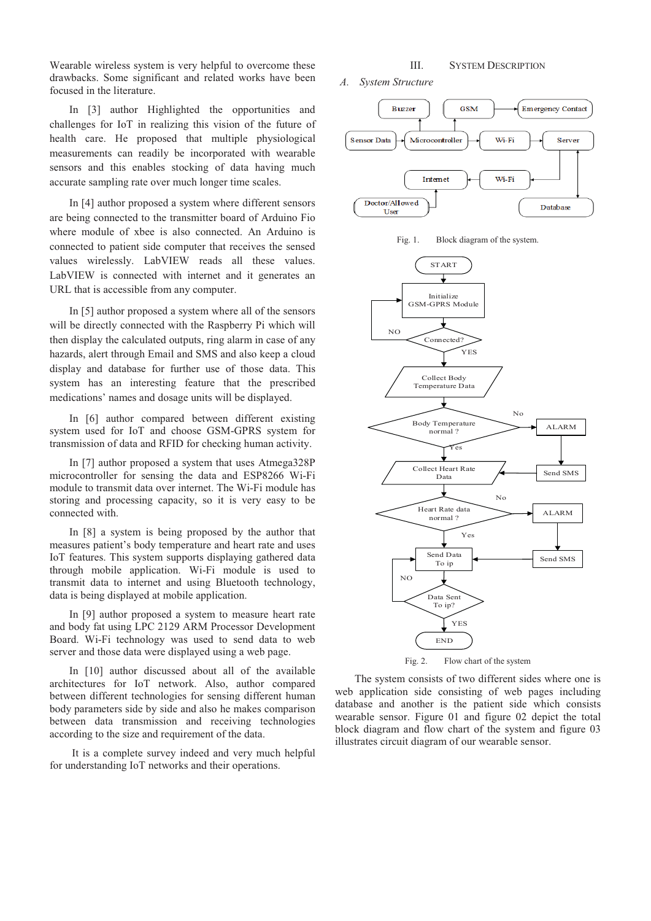Wearable wireless system is very helpful to overcome these drawbacks. Some significant and related works have been focused in the literature.

In [3] author Highlighted the opportunities and challenges for IoT in realizing this vision of the future of health care. He proposed that multiple physiological measurements can readily be incorporated with wearable sensors and this enables stocking of data having much accurate sampling rate over much longer time scales.

In [4] author proposed a system where different sensors are being connected to the transmitter board of Arduino Fio where module of xbee is also connected. An Arduino is connected to patient side computer that receives the sensed values wirelessly. LabVIEW reads all these values. LabVIEW is connected with internet and it generates an URL that is accessible from any computer.

In [5] author proposed a system where all of the sensors will be directly connected with the Raspberry Pi which will then display the calculated outputs, ring alarm in case of any hazards, alert through Email and SMS and also keep a cloud display and database for further use of those data. This system has an interesting feature that the prescribed medications' names and dosage units will be displayed.

In [6] author compared between different existing system used for IoT and choose GSM-GPRS system for transmission of data and RFID for checking human activity.

In [7] author proposed a system that uses Atmega328P microcontroller for sensing the data and ESP8266 Wi-Fi module to transmit data over internet. The Wi-Fi module has storing and processing capacity, so it is very easy to be connected with.

In [8] a system is being proposed by the author that measures patient's body temperature and heart rate and uses IoT features. This system supports displaying gathered data through mobile application. Wi-Fi module is used to transmit data to internet and using Bluetooth technology, data is being displayed at mobile application.

In [9] author proposed a system to measure heart rate and body fat using LPC 2129 ARM Processor Development Board. Wi-Fi technology was used to send data to web server and those data were displayed using a web page.

In [10] author discussed about all of the available architectures for IoT network. Also, author compared between different technologies for sensing different human body parameters side by side and also he makes comparison between data transmission and receiving technologies according to the size and requirement of the data.

It is a complete survey indeed and very much helpful for understanding IoT networks and their operations.

## III. System Description

### A. System Structure

Fig. 1. Block diagram of the system.

Fig. 2. Flow chart of the system

The system consists of two different sides where one is web application side consisting of web pages including database and another is the patient side which consists wearable sensor. Figure 01 and figure 02 depict the total block diagram and flow chart of the system and figure 03 illustrates circuit diagram of our wearable sensor.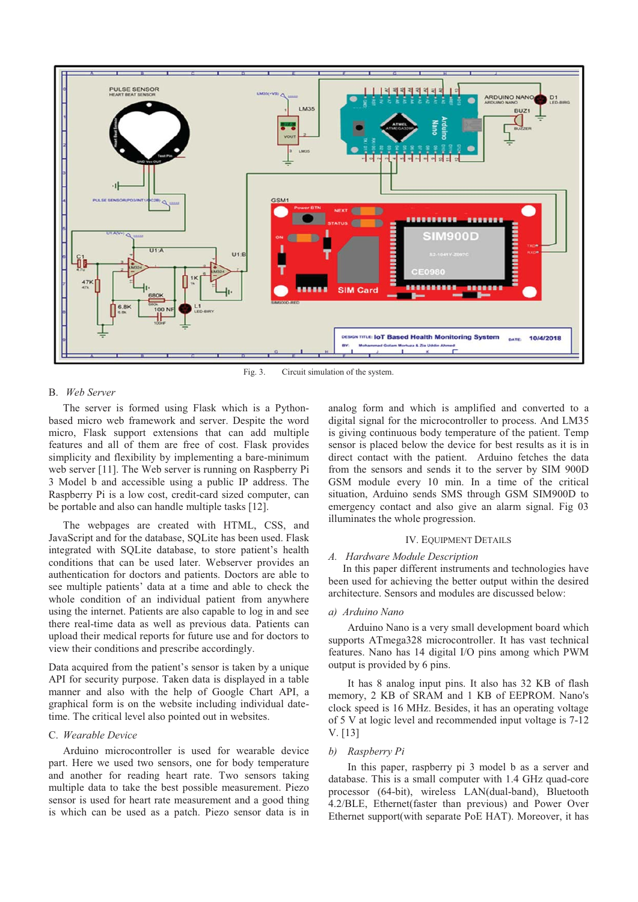Fig. 3. Circuit simulation of the system.

## B. *Web Server*

The server is formed using Flask which is a Python-based micro web framework and server. Despite the word micro, Flask support extensions that can add multiple features and all of them are free of cost. Flask provides simplicity and flexibility by implementing a bare-minimum web server [11]. The Web server is running on Raspberry Pi 3 Model b and accessible using a public IP address. The Raspberry Pi is a low cost, credit-card sized computer, can be portable and also can handle multiple tasks [12].

The webpages are created with HTML, CSS, and JavaScript and for the database, SQLite has been used. Flask integrated with SQLite database, to store patient's health conditions that can be used later. Webserver provides an authentication for doctors and patients. Doctors are able to see multiple patients' data at a time and able to check the whole condition of an individual patient from anywhere using the internet. Patients are also capable to log in and see there real-time data as well as previous data. Patients can upload their medical reports for future use and for doctors to view their conditions and prescribe accordingly.

Data acquired from the patient's sensor is taken by a unique API for security purpose. Taken data is displayed in a table manner and also with the help of Google Chart API, a graphical form is on the website including individual date-time. The critical level also pointed out in websites.

## C. *Wearable Device*

Arduino microcontroller is used for wearable device part. Here we used two sensors, one for body temperature and another for reading heart rate. Two sensors taking multiple data to take the best possible measurement. Piezo sensor is used for heart rate measurement and a good thing is which can be used as a patch. Piezo sensor data is in analog form and which is amplified and converted to a digital signal for the microcontroller to process. And LM35 is giving continuous body temperature of the patient. Temp sensor is placed below the device for best results as it is in direct contact with the patient. Arduino fetches the data from the sensors and sends it to the server by SIM 900D GSM module every 10 min. In a time of the critical situation, Arduino sends SMS through GSM SIM900D to emergency contact and also give an alarm signal. Fig 03 illuminates the whole progression.

# IV. Equipment Details

## A. *Hardware Module Description*

In this paper different instruments and technologies have been used for achieving the better output within the desired architecture. Sensors and modules are discussed below:

### a) *Arduino Nano*

Arduino Nano is a very small development board which supports ATmega328 microcontroller. It has vast technical features. Nano has 14 digital I/O pins among which PWM output is provided by 6 pins.

It has 8 analog input pins. It also has 32 KB of flash memory, 2 KB of SRAM and 1 KB of EEPROM. Nano's clock speed is 16 MHz. Besides, it has an operating voltage of 5 V at logic level and recommended input voltage is 7-12 V. [13]

### b) *Raspberry Pi*

In this paper, raspberry pi 3 model b as a server and database. This is a small computer with 1.4 GHz quad-core processor (64-bit), wireless LAN(dual-band), Bluetooth 4.2/BLE, Ethernet(faster than previous) and Power Over Ethernet support(with separate PoE HAT). Moreover, it has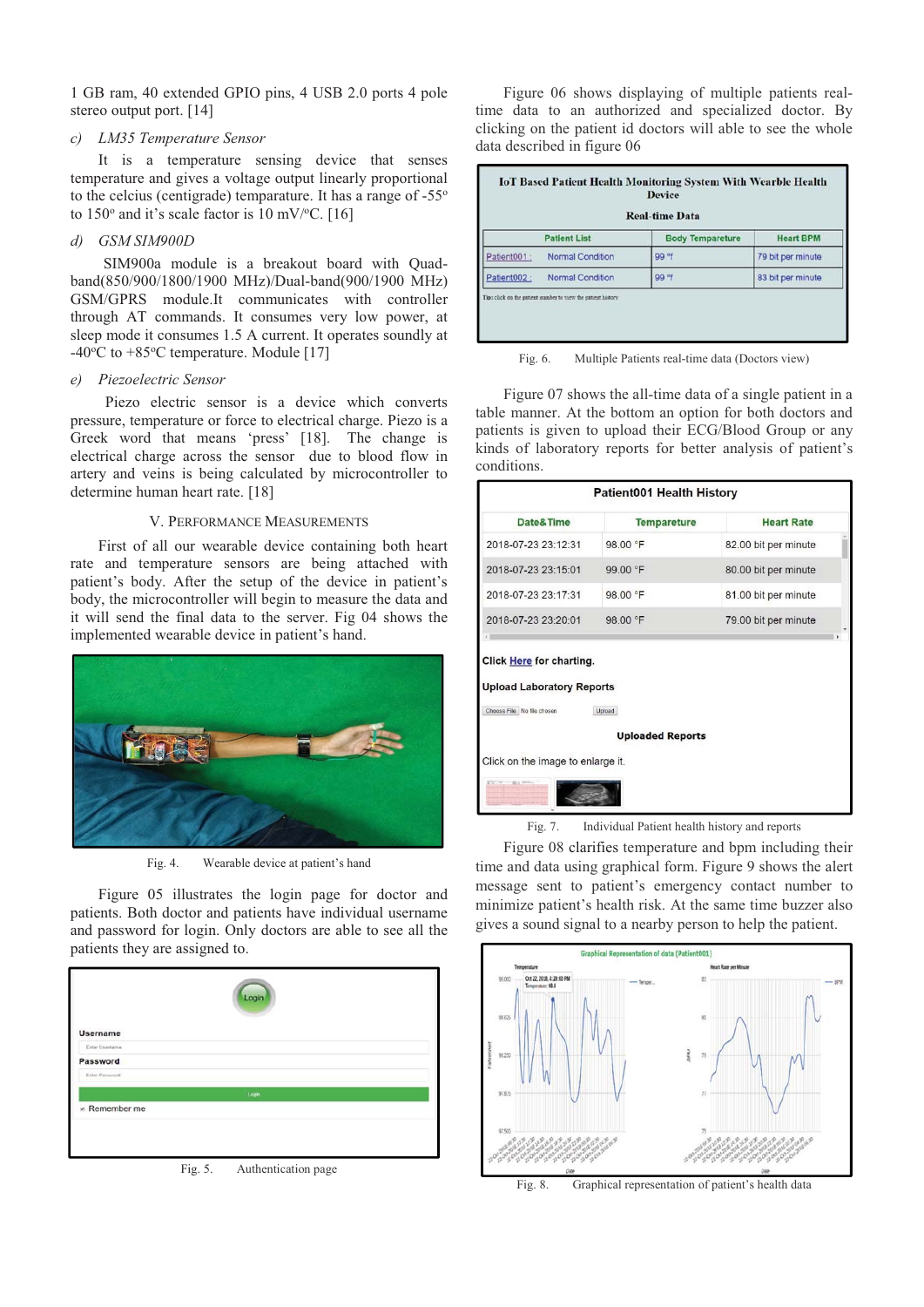1 GB ram, 40 extended GPIO pins, 4 USB 2.0 ports 4 pole stereo output port. [14]

*c) LM35 Temperature Sensor*

It is a temperature sensing device that senses temperature and gives a voltage output linearly proportional to the celcius (centigrade) temparature. It has a range of -55° to 150° and it's scale factor is 10 mV/°C. [16]

*d) GSM SIM900D*

SIM900a module is a breakout board with Quad-band(850/900/1800/1900 MHz)/Dual-band(900/1900 MHz) GSM/GPRS module.It communicates with controller through AT commands. It consumes very low power, at sleep mode it consumes 1.5 A current. It operates soundly at -40°C to +85°C temperature. Module [17]

*e) Piezoelectric Sensor*

Piezo electric sensor is a device which converts pressure, temperature or force to electrical charge. Piezo is a Greek word that means 'press' [18]. The change is electrical charge across the sensor due to blood flow in artery and veins is being calculated by microcontroller to determine human heart rate. [18]

## V. Performance Measurements

First of all our wearable device containing both heart rate and temperature sensors are being attached with patient's body. After the setup of the device in patient's body, the microcontroller will begin to measure the data and it will send the final data to the server. Fig 04 shows the implemented wearable device in patient's hand.

Fig. 4. Wearable device at patient's hand

Figure 05 illustrates the login page for doctor and patients. Both doctor and patients have individual username and password for login. Only doctors are able to see all the patients they are assigned to.

Fig. 5. Authentication page

Figure 06 shows displaying of multiple patients real-time data to an authorized and specialized doctor. By clicking on the patient id doctors will able to see the whole data described in figure 06

Fig. 6. Multiple Patients real-time data (Doctors view)

Figure 07 shows the all-time data of a single patient in a table manner. At the bottom an option for both doctors and patients is given to upload their ECG/Blood Group or any kinds of laboratory reports for better analysis of patient's conditions.

Fig. 7. Individual Patient health history and reports

Figure 08 clarifies temperature and bpm including their time and data using graphical form. Figure 9 shows the alert message sent to patient's emergency contact number to minimize patient's health risk. At the same time buzzer also gives a sound signal to a nearby person to help the patient.

Fig. 8. Graphical representation of patient's health data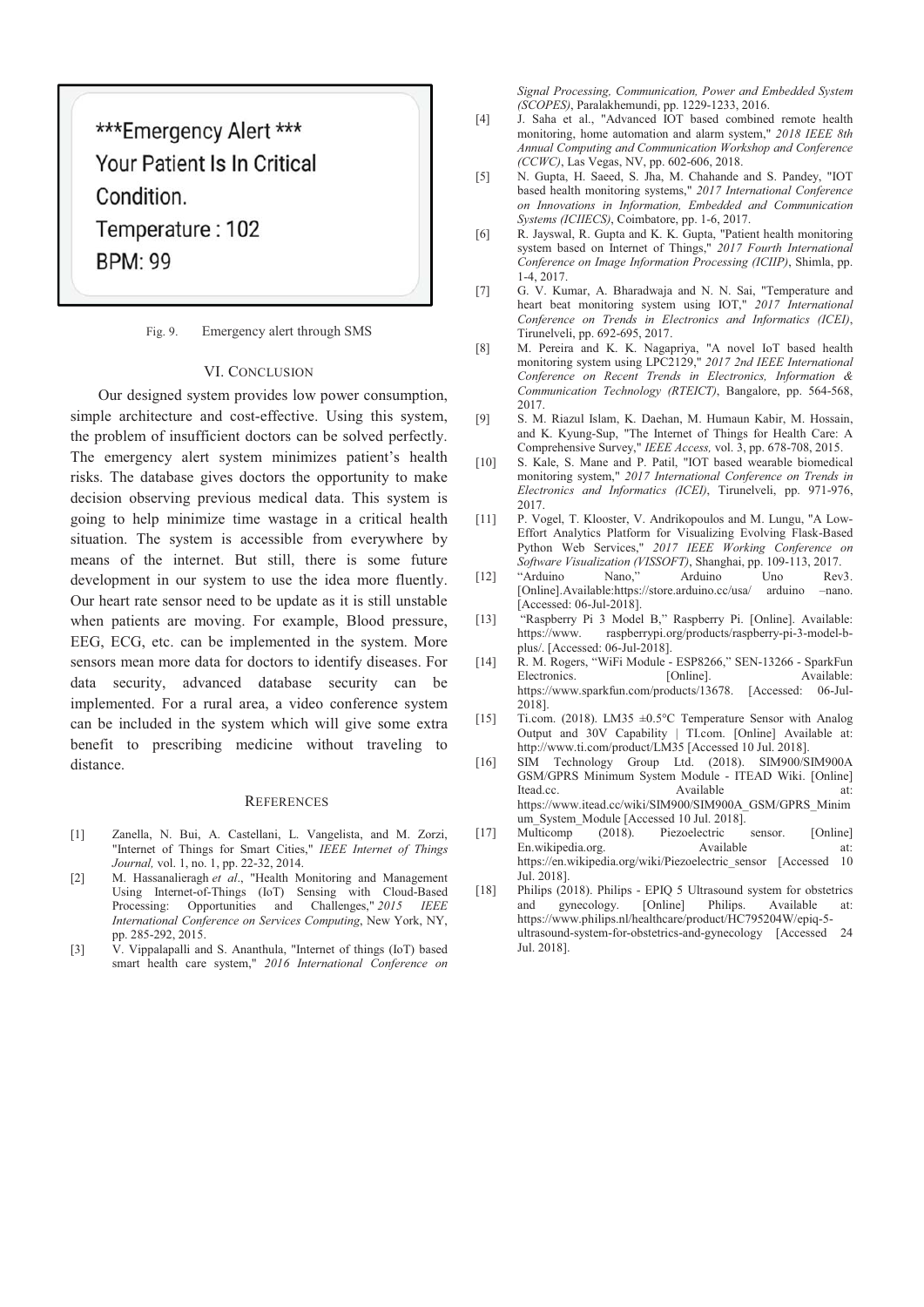***Emergency Alert ***
Your Patient Is In Critical Condition.
Temperature : 102
BPM: 99

Fig. 9. Emergency alert through SMS

## VI. CONCLUSION

Our designed system provides low power consumption, simple architecture and cost-effective. Using this system, the problem of insufficient doctors can be solved perfectly. The emergency alert system minimizes patient's health risks. The database gives doctors the opportunity to make decision observing previous medical data. This system is going to help minimize time wastage in a critical health situation. The system is accessible from everywhere by means of the internet. But still, there is some future development in our system to use the idea more fluently. Our heart rate sensor need to be update as it is still unstable when patients are moving. For example, Blood pressure, EEG, ECG, etc. can be implemented in the system. More sensors mean more data for doctors to identify diseases. For data security, advanced database security can be implemented. For a rural area, a video conference system can be included in the system which will give some extra benefit to prescribing medicine without traveling to distance.

## REFERENCES

[1] Zanella, N. Bui, A. Castellani, L. Vangelista, and M. Zorzi, "Internet of Things for Smart Cities," *IEEE Internet of Things Journal,* vol. 1, no. 1, pp. 22-32, 2014.

[2] M. Hassanalieragh *et al*., "Health Monitoring and Management Using Internet-of-Things (IoT) Sensing with Cloud-Based Processing: Opportunities and Challenges," *2015 IEEE International Conference on Services Computing*, New York, NY, pp. 285-292, 2015.

[3] V. Vippalapalli and S. Ananthula, "Internet of things (IoT) based smart health care system," *2016 International Conference on Signal Processing, Communication, Power and Embedded System (SCOPES)*, Paralakhemundi, pp. 1229-1233, 2016.

[4] J. Saha et al., "Advanced IOT based combined remote health monitoring, home automation and alarm system," *2018 IEEE 8th Annual Computing and Communication Workshop and Conference (CCWC)*, Las Vegas, NV, pp. 602-606, 2018.

[5] N. Gupta, H. Saeed, S. Jha, M. Chahande and S. Pandey, "IOT based health monitoring systems," *2017 International Conference on Innovations in Information, Embedded and Communication Systems (ICIIECS)*, Coimbatore, pp. 1-6, 2017.

[6] R. Jayswal, R. Gupta and K. K. Gupta, "Patient health monitoring system based on Internet of Things," *2017 Fourth International Conference on Image Information Processing (ICIIP)*, Shimla, pp. 1-4, 2017.

[7] G. V. Kumar, A. Bharadwaja and N. N. Sai, "Temperature and heart beat monitoring system using IOT," *2017 International Conference on Trends in Electronics and Informatics (ICEI)*, Tirunelveli, pp. 692-695, 2017.

[8] M. Pereira and K. K. Nagapriya, "A novel IoT based health monitoring system using LPC2129," *2017 2nd IEEE International Conference on Recent Trends in Electronics, Information & Communication Technology (RTEICT)*, Bangalore, pp. 564-568, 2017.

[9] S. M. Riazul Islam, K. Daehan, M. Humaun Kabir, M. Hossain, and K. Kyung-Sup, "The Internet of Things for Health Care: A Comprehensive Survey," *IEEE Access,* vol. 3, pp. 678-708, 2015.

[10] S. Kale, S. Mane and P. Patil, "IOT based wearable biomedical monitoring system," *2017 International Conference on Trends in Electronics and Informatics (ICEI)*, Tirunelveli, pp. 971-976, 2017.

[11] P. Vogel, T. Klooster, V. Andrikopoulos and M. Lungu, "A Low-Effort Analytics Platform for Visualizing Evolving Flask-Based Python Web Services," *2017 IEEE Working Conference on Software Visualization (VISSOFT)*, Shanghai, pp. 109-113, 2017.

[12] "Arduino Nano," Arduino Uno Rev3. [Online].Available:https://store.arduino.cc/usa/ arduino –nano. [Accessed: 06-Jul-2018].

[13] "Raspberry Pi 3 Model B," Raspberry Pi. [Online]. Available: https://www. raspberrypi.org/products/raspberry-pi-3-model-b-plus/. [Accessed: 06-Jul-2018].

[14] R. M. Rogers, "WiFi Module - ESP8266," SEN-13266 - SparkFun Electronics. [Online]. Available: https://www.sparkfun.com/products/13678. [Accessed: 06-Jul-2018].

[15] Ti.com. (2018). LM35 ±0.5°C Temperature Sensor with Analog Output and 30V Capability | TI.com. [Online] Available at: http://www.ti.com/product/LM35 [Accessed 10 Jul. 2018].

[16] SIM Technology Group Ltd. (2018). SIM900/SIM900A GSM/GPRS Minimum System Module - ITEAD Wiki. [Online] Itead.cc. Available at: https://www.itead.cc/wiki/SIM900/SIM900A_GSM/GPRS_Minimum_System_Module [Accessed 10 Jul. 2018].

[17] Multicomp (2018). Piezoelectric sensor. [Online] En.wikipedia.org. Available at: https://en.wikipedia.org/wiki/Piezoelectric_sensor [Accessed 10 Jul. 2018].

[18] Philips (2018). Philips - EPIQ 5 Ultrasound system for obstetrics and gynecology. [Online] Philips. Available at: https://www.philips.nl/healthcare/product/HC795204W/epiq-5-ultrasound-system-for-obstetrics-and-gynecology [Accessed 24 Jul. 2018].